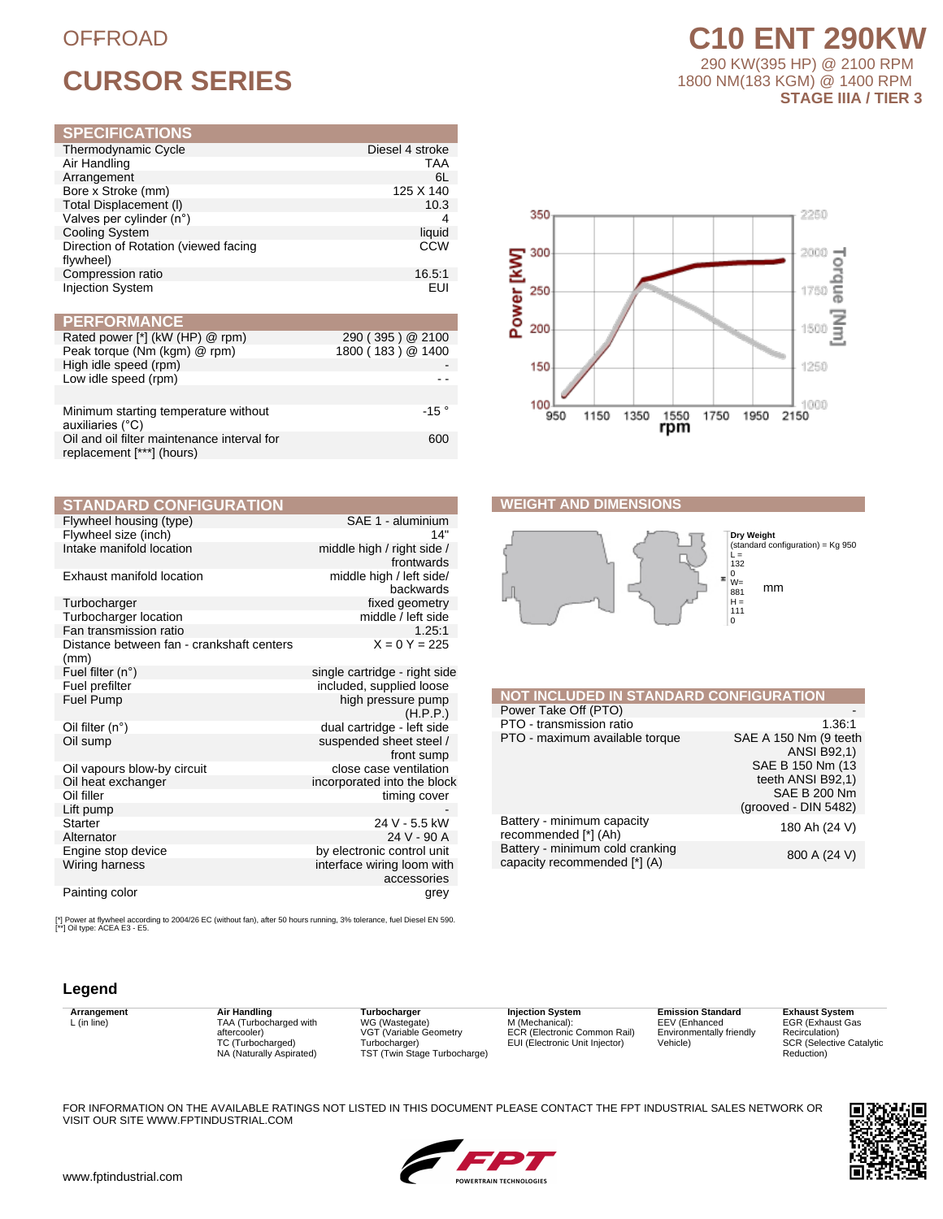OFFROAD

# CURSOR SERIES

# C10 ENT 290KW

290 KW(395 HP) @ 2100 RPM
1800 NM(183 KGM) @ 1400 RPM
**STAGE IIIA / TIER 3**

## SPECIFICATIONS

| | |
|---|---|
| Thermodynamic Cycle | Diesel 4 stroke |
| Air Handling | TAA |
| Arrangement | 6L |
| Bore x Stroke (mm) | 125 X 140 |
| Total Displacement (l) | 10.3 |
| Valves per cylinder (n°) | 4 |
| Cooling System | liquid |
| Direction of Rotation (viewed facing flywheel) | CCW |
| Compression ratio | 16.5:1 |
| Injection System | EUI |

## PERFORMANCE

| | |
|---|---|
| Rated power [*] (kW (HP) @ rpm) | 290 ( 395 ) @ 2100 |
| Peak torque (Nm (kgm) @ rpm) | 1800 ( 183 ) @ 1400 |
| High idle speed (rpm) | - |
| Low idle speed (rpm) | - - |
| | |
| Minimum starting temperature without auxiliaries (°C) | -15 ° |
| Oil and oil filter maintenance interval for replacement [***] (hours) | 600 |

## STANDARD CONFIGURATION

| | |
|---|---|
| Flywheel housing (type) | SAE 1 - aluminium |
| Flywheel size (inch) | 14" |
| Intake manifold location | middle high / right side / frontwards |
| Exhaust manifold location | middle high / left side/ backwards |
| Turbocharger | fixed geometry |
| Turbocharger location | middle / left side |
| Fan transmission ratio | 1.25:1 |
| Distance between fan - crankshaft centers (mm) | X = 0 Y = 225 |
| Fuel filter (n°) | single cartridge - right side |
| Fuel prefilter | included, supplied loose |
| Fuel Pump | high pressure pump (H.P.P.) |
| Oil filter (n°) | dual cartridge - left side |
| Oil sump | suspended sheet steel / front sump |
| Oil vapours blow-by circuit | close case ventilation |
| Oil heat exchanger | incorporated into the block |
| Oil filler | timing cover |
| Lift pump | - |
| Starter | 24 V - 5.5 kW |
| Alternator | 24 V - 90 A |
| Engine stop device | by electronic control unit |
| Wiring harness | interface wiring loom with accessories |
| Painting color | grey |

## WEIGHT AND DIMENSIONS

**Dry Weight** (standard configuration) = Kg 950

L = 1320
W= 881
H = 1110
mm

## NOT INCLUDED IN STANDARD CONFIGURATION

| | |
|---|---|
| Power Take Off (PTO) | - |
| PTO - transmission ratio | 1.36:1 |
| PTO - maximum available torque | SAE A 150 Nm (9 teeth ANSI B92,1) SAE B 150 Nm (13 teeth ANSI B92,1) SAE B 200 Nm (grooved - DIN 5482) |
| Battery - minimum capacity recommended [*] (Ah) | 180 Ah (24 V) |
| Battery - minimum cold cranking capacity recommended [*] (A) | 800 A (24 V) |

[*] Power at flywheel according to 2004/26 EC (without fan), after 50 hours running, 3% tolerance, fuel Diesel EN 590.
[**] Oil type: ACEA E3 - E5.

## Legend

| Arrangement | Air Handling | Turbocharger | Injection System | Emission Standard | Exhaust System |
|---|---|---|---|---|---|
| L (in line) | TAA (Turbocharged with aftercooler) TC (Turbocharged) NA (Naturally Aspirated) | WG (Wastegate) VGT (Variable Geometry Turbocharger) TST (Twin Stage Turbocharge) | M (Mechanical): ECR (Electronic Common Rail) EUI (Electronic Unit Injector) | EEV (Enhanced Environmentally friendly Vehicle) | EGR (Exhaust Gas Recirculation) SCR (Selective Catalytic Reduction) |

FOR INFORMATION ON THE AVAILABLE RATINGS NOT LISTED IN THIS DOCUMENT PLEASE CONTACT THE FPT INDUSTRIAL SALES NETWORK OR VISIT OUR SITE WWW.FPTINDUSTRIAL.COM

www.fptindustrial.com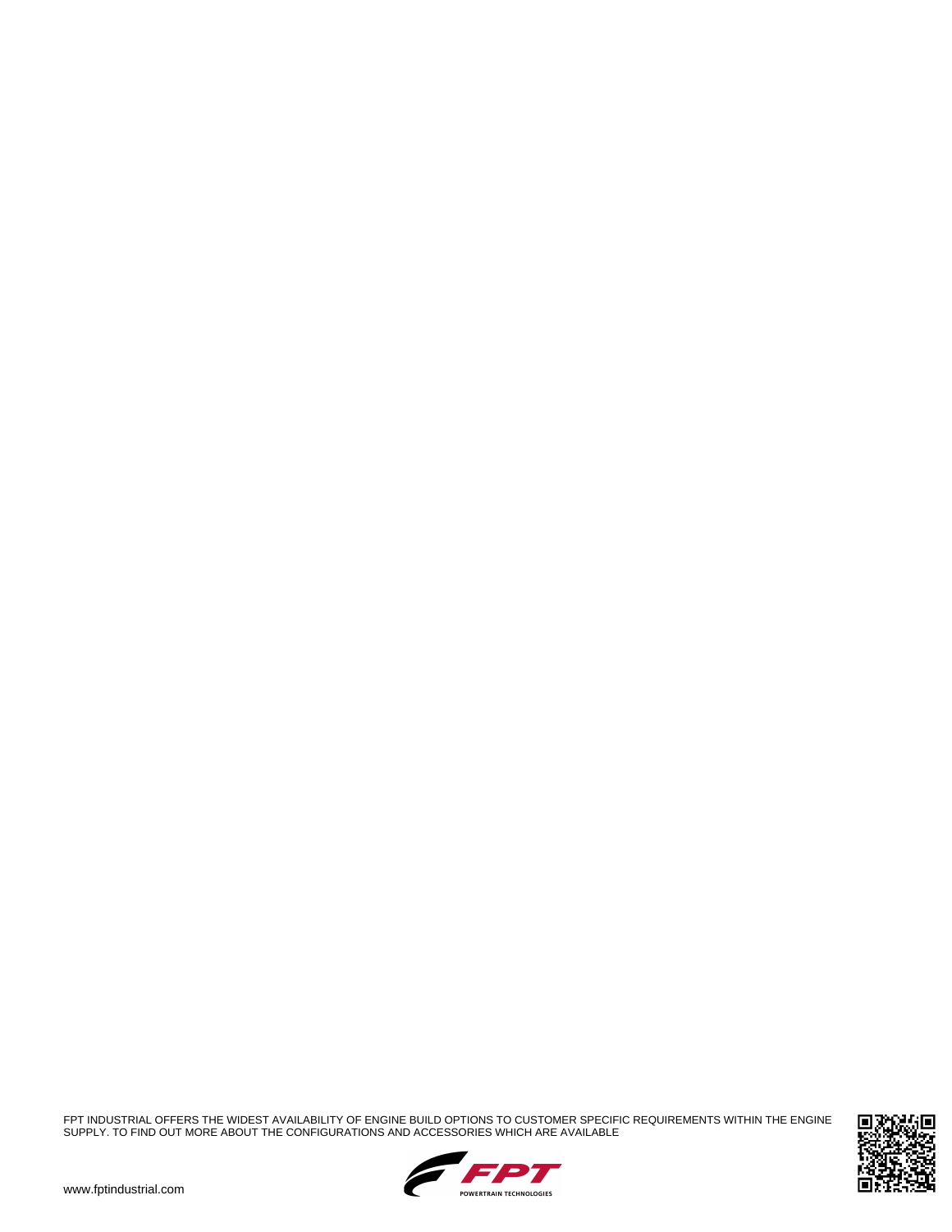FPT INDUSTRIAL OFFERS THE WIDEST AVAILABILITY OF ENGINE BUILD OPTIONS TO CUSTOMER SPECIFIC REQUIREMENTS WITHIN THE ENGINE SUPPLY. TO FIND OUT MORE ABOUT THE CONFIGURATIONS AND ACCESSORIES WHICH ARE AVAILABLE

www.fptindustrial.com

FPT POWERTRAIN TECHNOLOGIES